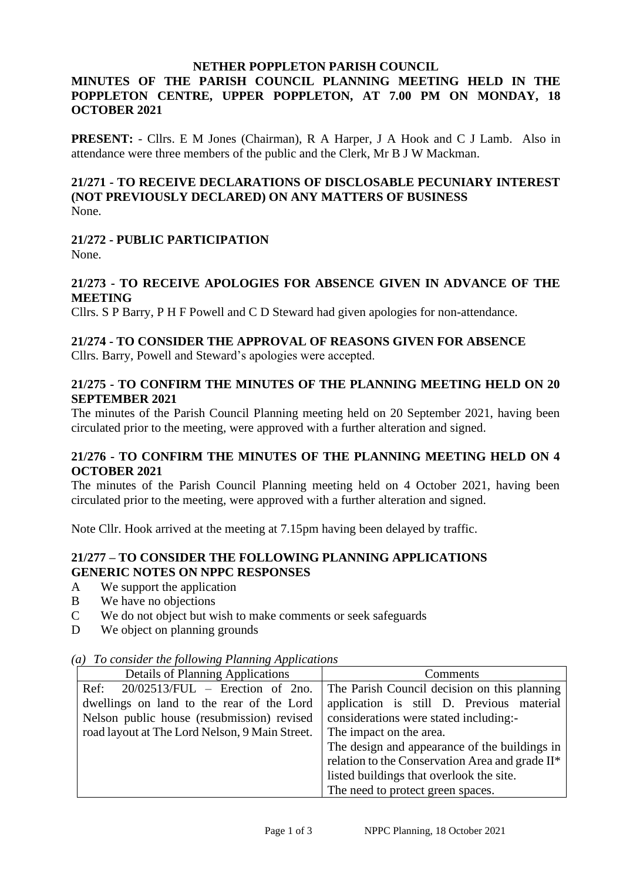**NETHER POPPLETON PARISH COUNCIL**

**MINUTES OF THE PARISH COUNCIL PLANNING MEETING HELD IN THE POPPLETON CENTRE, UPPER POPPLETON, AT 7.00 PM ON MONDAY, 18 OCTOBER 2021**

**PRESENT:** - Cllrs. E M Jones (Chairman), R A Harper, J A Hook and C J Lamb. Also in attendance were three members of the public and the Clerk, Mr B J W Mackman.

**21/271 - TO RECEIVE DECLARATIONS OF DISCLOSABLE PECUNIARY INTEREST (NOT PREVIOUSLY DECLARED) ON ANY MATTERS OF BUSINESS**

None.

**21/272 - PUBLIC PARTICIPATION**

None.

**21/273 - TO RECEIVE APOLOGIES FOR ABSENCE GIVEN IN ADVANCE OF THE MEETING**

Cllrs. S P Barry, P H F Powell and C D Steward had given apologies for non-attendance.

**21/274 - TO CONSIDER THE APPROVAL OF REASONS GIVEN FOR ABSENCE**

Cllrs. Barry, Powell and Steward's apologies were accepted.

**21/275 - TO CONFIRM THE MINUTES OF THE PLANNING MEETING HELD ON 20 SEPTEMBER 2021**

The minutes of the Parish Council Planning meeting held on 20 September 2021, having been circulated prior to the meeting, were approved with a further alteration and signed.

**21/276 - TO CONFIRM THE MINUTES OF THE PLANNING MEETING HELD ON 4 OCTOBER 2021**

The minutes of the Parish Council Planning meeting held on 4 October 2021, having been circulated prior to the meeting, were approved with a further alteration and signed.

Note Cllr. Hook arrived at the meeting at 7.15pm having been delayed by traffic.

**21/277 – TO CONSIDER THE FOLLOWING PLANNING APPLICATIONS**
**GENERIC NOTES ON NPPC RESPONSES**

A We support the application
B We have no objections
C We do not object but wish to make comments or seek safeguards
D We object on planning grounds

*(a) To consider the following Planning Applications*

| Details of Planning Applications | Comments |
|---|---|
| Ref: 20/02513/FUL – Erection of 2no. dwellings on land to the rear of the Lord Nelson public house (resubmission) revised road layout at The Lord Nelson, 9 Main Street. | The Parish Council decision on this planning application is still D. Previous material considerations were stated including:-<br>The impact on the area.<br>The design and appearance of the buildings in relation to the Conservation Area and grade II* listed buildings that overlook the site.<br>The need to protect green spaces. |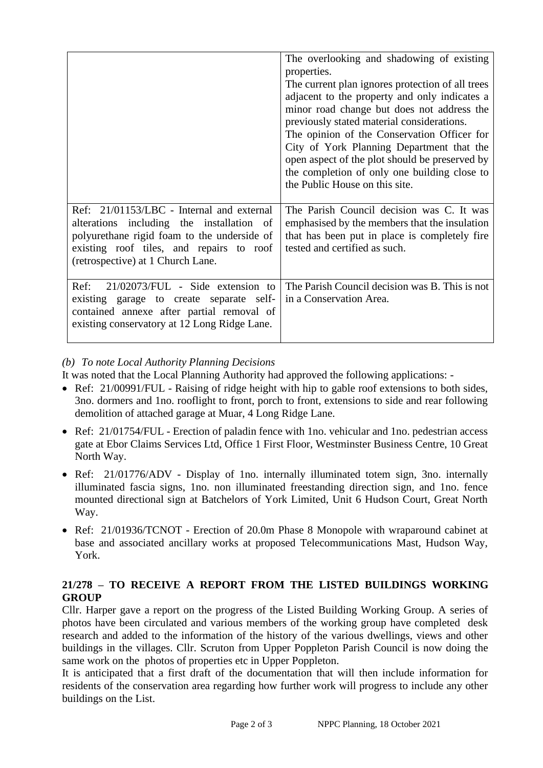| | |
|---|---|
| | The overlooking and shadowing of existing properties.<br>The current plan ignores protection of all trees adjacent to the property and only indicates a minor road change but does not address the previously stated material considerations.<br>The opinion of the Conservation Officer for City of York Planning Department that the open aspect of the plot should be preserved by the completion of only one building close to the Public House on this site. |
| Ref: 21/01153/LBC - Internal and external alterations including the installation of polyurethane rigid foam to the underside of existing roof tiles, and repairs to roof (retrospective) at 1 Church Lane. | The Parish Council decision was C. It was emphasised by the members that the insulation that has been put in place is completely fire tested and certified as such. |
| Ref: 21/02073/FUL - Side extension to existing garage to create separate self-contained annexe after partial removal of existing conservatory at 12 Long Ridge Lane. | The Parish Council decision was B. This is not in a Conservation Area. |

*(b) To note Local Authority Planning Decisions*

It was noted that the Local Planning Authority had approved the following applications: -

- Ref: 21/00991/FUL - Raising of ridge height with hip to gable roof extensions to both sides, 3no. dormers and 1no. rooflight to front, porch to front, extensions to side and rear following demolition of attached garage at Muar, 4 Long Ridge Lane.
- Ref: 21/01754/FUL - Erection of paladin fence with 1no. vehicular and 1no. pedestrian access gate at Ebor Claims Services Ltd, Office 1 First Floor, Westminster Business Centre, 10 Great North Way.
- Ref: 21/01776/ADV - Display of 1no. internally illuminated totem sign, 3no. internally illuminated fascia signs, 1no. non illuminated freestanding direction sign, and 1no. fence mounted directional sign at Batchelors of York Limited, Unit 6 Hudson Court, Great North Way.
- Ref: 21/01936/TCNOT - Erection of 20.0m Phase 8 Monopole with wraparound cabinet at base and associated ancillary works at proposed Telecommunications Mast, Hudson Way, York.

**21/278 – TO RECEIVE A REPORT FROM THE LISTED BUILDINGS WORKING GROUP**

Cllr. Harper gave a report on the progress of the Listed Building Working Group. A series of photos have been circulated and various members of the working group have completed desk research and added to the information of the history of the various dwellings, views and other buildings in the villages. Cllr. Scruton from Upper Poppleton Parish Council is now doing the same work on the photos of properties etc in Upper Poppleton.

It is anticipated that a first draft of the documentation that will then include information for residents of the conservation area regarding how further work will progress to include any other buildings on the List.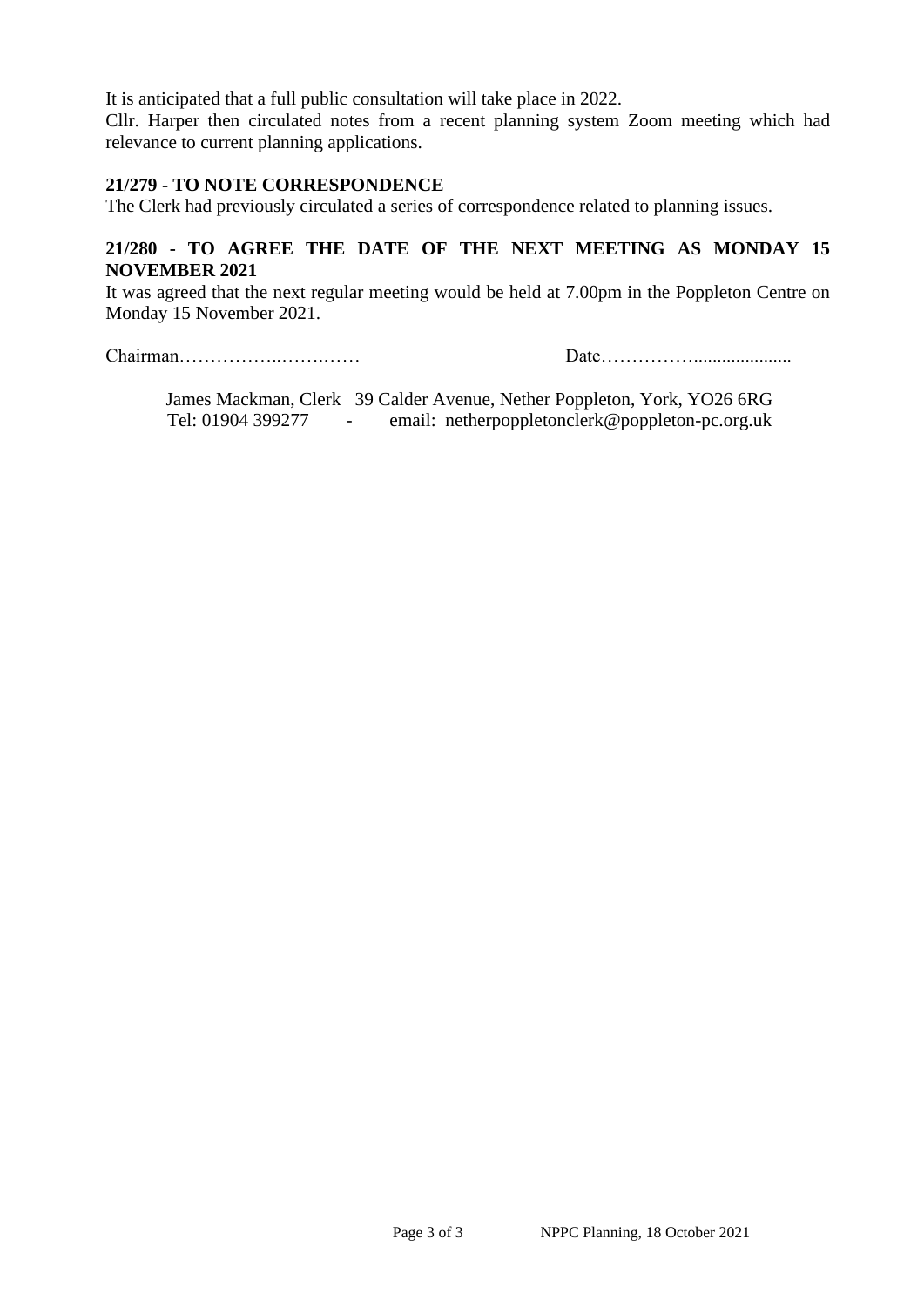It is anticipated that a full public consultation will take place in 2022.

Cllr. Harper then circulated notes from a recent planning system Zoom meeting which had relevance to current planning applications.

**21/279 - TO NOTE CORRESPONDENCE**

The Clerk had previously circulated a series of correspondence related to planning issues.

**21/280 - TO AGREE THE DATE OF THE NEXT MEETING AS MONDAY 15 NOVEMBER 2021**

It was agreed that the next regular meeting would be held at 7.00pm in the Poppleton Centre on Monday 15 November 2021.

Chairman…………….…….…… Date……………....................

James Mackman, Clerk 39 Calder Avenue, Nether Poppleton, York, YO26 6RG
Tel: 01904 399277 - email: netherpoppletonclerk@poppleton-pc.org.uk